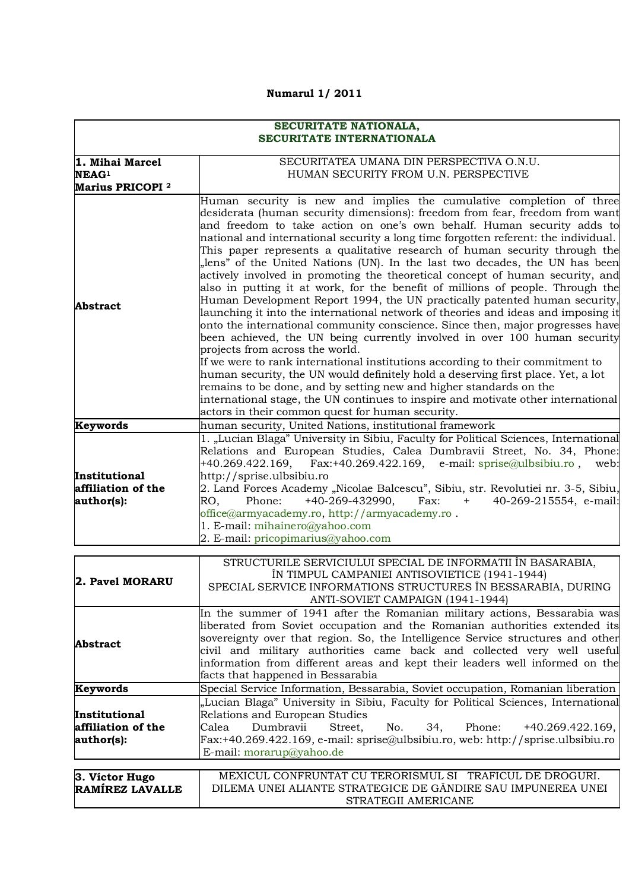**Numarul 1/ 2011**

| SECURITATE NATIONALA, SECURITATE INTERNATIONALA | |
|---|---|
| **1. Mihai Marcel NEAG**[1] **Marius PRICOPI** [2] | SECURITATEA UMANA DIN PERSPECTIVA O.N.U. HUMAN SECURITY FROM U.N. PERSPECTIVE |
| **Abstract** | Human security is new and implies the cumulative completion of three desiderata (human security dimensions): freedom from fear, freedom from want and freedom to take action on one's own behalf. Human security adds to national and international security a long time forgotten referent: the individual. This paper represents a qualitative research of human security through the „lens" of the United Nations (UN). In the last two decades, the UN has been actively involved in promoting the theoretical concept of human security, and also in putting it at work, for the benefit of millions of people. Through the Human Development Report 1994, the UN practically patented human security, launching it into the international network of theories and ideas and imposing it onto the international community conscience. Since then, major progresses have been achieved, the UN being currently involved in over 100 human security projects from across the world.<br>If we were to rank international institutions according to their commitment to human security, the UN would definitely hold a deserving first place. Yet, a lot remains to be done, and by setting new and higher standards on the international stage, the UN continues to inspire and motivate other international actors in their common quest for human security. |
| **Keywords** | human security, United Nations, institutional framework |
| **Institutional affiliation of the author(s):** | 1. „Lucian Blaga" University in Sibiu, Faculty for Political Sciences, International Relations and European Studies, Calea Dumbravii Street, No. 34, Phone: +40.269.422.169, Fax:+40.269.422.169, e-mail: sprise@ulbsibiu.ro , web: http://sprise.ulbsibiu.ro<br>2. Land Forces Academy „Nicolae Balcescu", Sibiu, str. Revolutiei nr. 3-5, Sibiu, RO, Phone: +40-269-432990, Fax: + 40-269-215554, e-mail: office@armyacademy.ro, http://armyacademy.ro .<br>1. E-mail: mihainero@yahoo.com<br>2. E-mail: pricopimarius@yahoo.com |

| **2. Pavel MORARU** | STRUCTURILE SERVICIULUI SPECIAL DE INFORMATII ÎN BASARABIA, ÎN TIMPUL CAMPANIEI ANTISOVIETICE (1941-1944) SPECIAL SERVICE INFORMATIONS STRUCTURES ÎN BESSARABIA, DURING ANTI-SOVIET CAMPAIGN (1941-1944) |
|---|---|
| **Abstract** | In the summer of 1941 after the Romanian military actions, Bessarabia was liberated from Soviet occupation and the Romanian authorities extended its sovereignty over that region. So, the Intelligence Service structures and other civil and military authorities came back and collected very well useful information from different areas and kept their leaders well informed on the facts that happened in Bessarabia |
| **Keywords** | Special Service Information, Bessarabia, Soviet occupation, Romanian liberation |
| **Institutional affiliation of the author(s):** | „Lucian Blaga" University in Sibiu, Faculty for Political Sciences, International Relations and European Studies<br>Calea Dumbravii Street, No. 34, Phone: +40.269.422.169, Fax:+40.269.422.169, e-mail: sprise@ulbsibiu.ro, web: http://sprise.ulbsibiu.ro<br>E-mail: morarup@yahoo.de |

| **3. Víctor Hugo RAMÍREZ LAVALLE** | MEXICUL CONFRUNTAT CU TERORISMUL SI TRAFICUL DE DROGURI. DILEMA UNEI ALIANTE STRATEGICE DE GÂNDIRE SAU IMPUNEREA UNEI STRATEGII AMERICANE |
|---|---|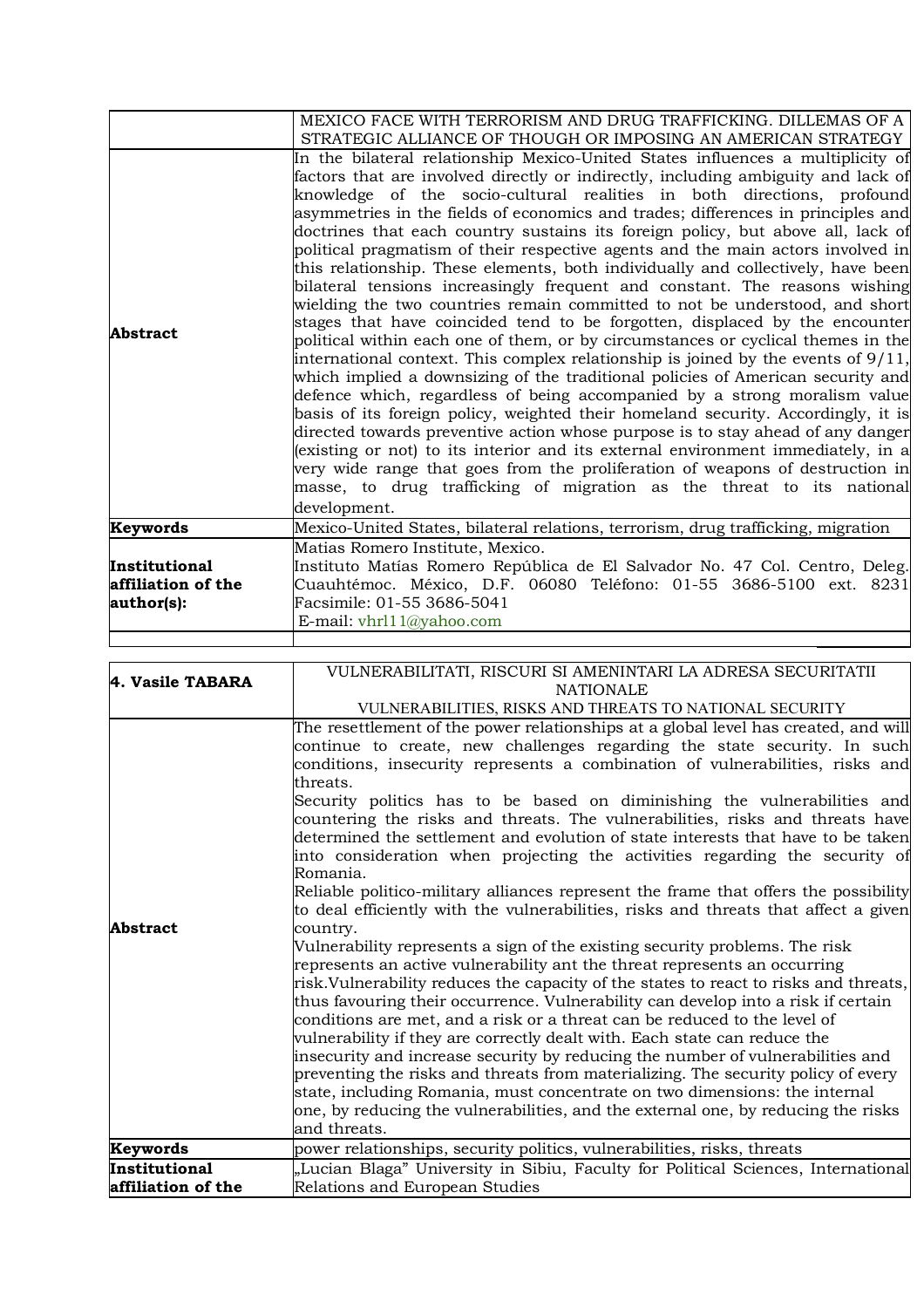| | MEXICO FACE WITH TERRORISM AND DRUG TRAFFICKING. DILLEMAS OF A STRATEGIC ALLIANCE OF THOUGH OR IMPOSING AN AMERICAN STRATEGY |
|---|---|
| **Abstract** | In the bilateral relationship Mexico-United States influences a multiplicity of factors that are involved directly or indirectly, including ambiguity and lack of knowledge of the socio-cultural realities in both directions, profound asymmetries in the fields of economics and trades; differences in principles and doctrines that each country sustains its foreign policy, but above all, lack of political pragmatism of their respective agents and the main actors involved in this relationship. These elements, both individually and collectively, have been bilateral tensions increasingly frequent and constant. The reasons wishing wielding the two countries remain committed to not be understood, and short stages that have coincided tend to be forgotten, displaced by the encounter political within each one of them, or by circumstances or cyclical themes in the international context. This complex relationship is joined by the events of 9/11, which implied a downsizing of the traditional policies of American security and defence which, regardless of being accompanied by a strong moralism value basis of its foreign policy, weighted their homeland security. Accordingly, it is directed towards preventive action whose purpose is to stay ahead of any danger (existing or not) to its interior and its external environment immediately, in a very wide range that goes from the proliferation of weapons of destruction in masse, to drug trafficking of migration as the threat to its national development. |
| **Keywords** | Mexico-United States, bilateral relations, terrorism, drug trafficking, migration |
| **Institutional affiliation of the author(s):** | Matias Romero Institute, Mexico.<br>Instituto Matías Romero República de El Salvador No. 47 Col. Centro, Deleg. Cuauhtémoc. México, D.F. 06080 Teléfono: 01-55 3686-5100 ext. 8231 Facsimile: 01-55 3686-5041<br>E-mail: vhrl11@yahoo.com |
| | |

| **4. Vasile TABARA** | VULNERABILITATI, RISCURI SI AMENINTARI LA ADRESA SECURITATII NATIONALE<br>VULNERABILITIES, RISKS AND THREATS TO NATIONAL SECURITY |
|---|---|
| **Abstract** | The resettlement of the power relationships at a global level has created, and will continue to create, new challenges regarding the state security. In such conditions, insecurity represents a combination of vulnerabilities, risks and threats.<br>Security politics has to be based on diminishing the vulnerabilities and countering the risks and threats. The vulnerabilities, risks and threats have determined the settlement and evolution of state interests that have to be taken into consideration when projecting the activities regarding the security of Romania.<br>Reliable politico-military alliances represent the frame that offers the possibility to deal efficiently with the vulnerabilities, risks and threats that affect a given country.<br>Vulnerability represents a sign of the existing security problems. The risk represents an active vulnerability ant the threat represents an occurring risk.Vulnerability reduces the capacity of the states to react to risks and threats, thus favouring their occurrence. Vulnerability can develop into a risk if certain conditions are met, and a risk or a threat can be reduced to the level of vulnerability if they are correctly dealt with. Each state can reduce the insecurity and increase security by reducing the number of vulnerabilities and preventing the risks and threats from materializing. The security policy of every state, including Romania, must concentrate on two dimensions: the internal one, by reducing the vulnerabilities, and the external one, by reducing the risks and threats. |
| **Keywords** | power relationships, security politics, vulnerabilities, risks, threats |
| **Institutional affiliation of the** | „Lucian Blaga" University in Sibiu, Faculty for Political Sciences, International Relations and European Studies |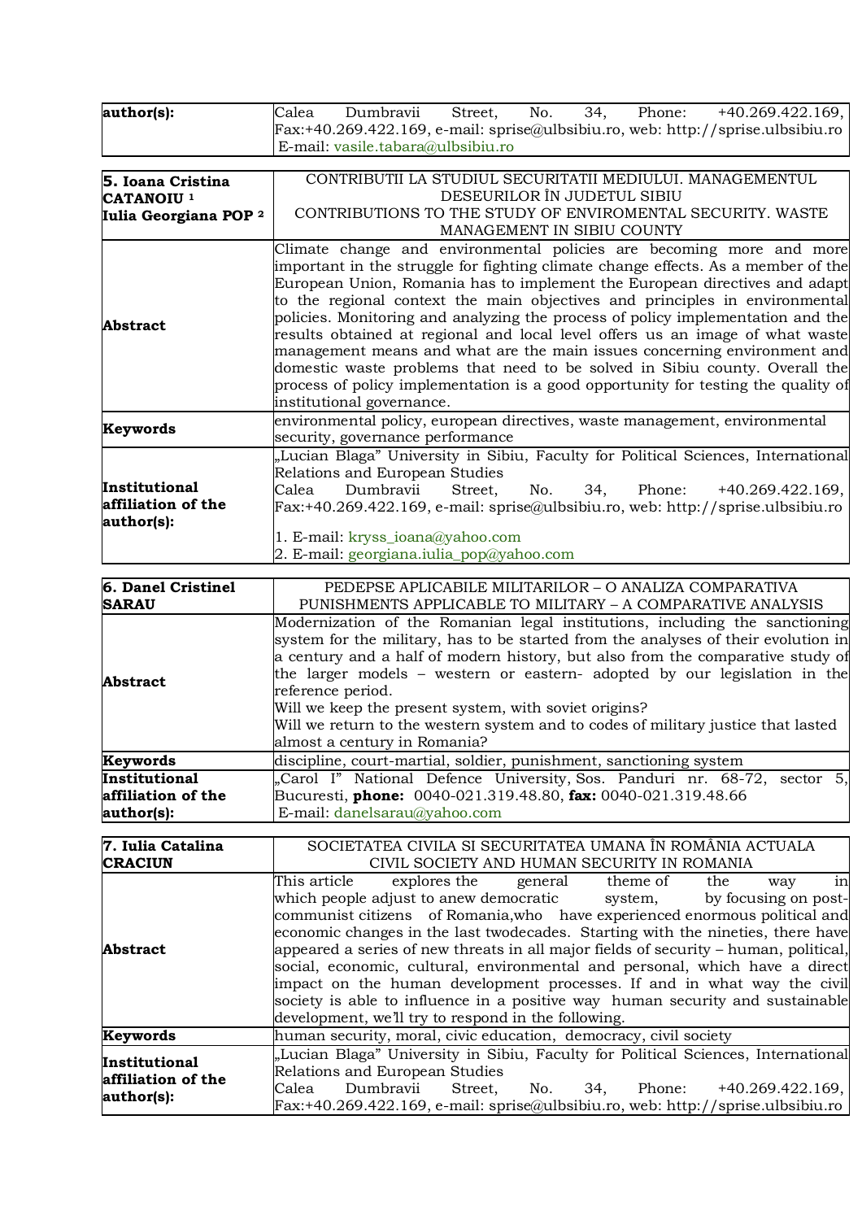| **author(s):** | Calea Dumbravii Street, No. 34, Phone: +40.269.422.169, Fax:+40.269.422.169, e-mail: sprise@ulbsibiu.ro, web: http://sprise.ulbsibiu.ro<br>E-mail: vasile.tabara@ulbsibiu.ro |
|---|---|

| **5. Ioana Cristina CATANOIU [1]**<br>**Iulia Georgiana POP [2]** | CONTRIBUTII LA STUDIUL SECURITATII MEDIULUI. MANAGEMENTUL DESEURILOR ÎN JUDETUL SIBIU<br>CONTRIBUTIONS TO THE STUDY OF ENVIROMENTAL SECURITY. WASTE MANAGEMENT IN SIBIU COUNTY |
|---|---|
| **Abstract** | Climate change and environmental policies are becoming more and more important in the struggle for fighting climate change effects. As a member of the European Union, Romania has to implement the European directives and adapt to the regional context the main objectives and principles in environmental policies. Monitoring and analyzing the process of policy implementation and the results obtained at regional and local level offers us an image of what waste management means and what are the main issues concerning environment and domestic waste problems that need to be solved in Sibiu county. Overall the process of policy implementation is a good opportunity for testing the quality of institutional governance. |
| **Keywords** | environmental policy, european directives, waste management, environmental security, governance performance |
| **Institutional affiliation of the author(s):** | „Lucian Blaga" University in Sibiu, Faculty for Political Sciences, International Relations and European Studies<br>Calea Dumbravii Street, No. 34, Phone: +40.269.422.169, Fax:+40.269.422.169, e-mail: sprise@ulbsibiu.ro, web: http://sprise.ulbsibiu.ro<br>1. E-mail: kryss_ioana@yahoo.com<br>2. E-mail: georgiana.iulia_pop@yahoo.com |

| **6. Danel Cristinel SARAU** | PEDEPSE APLICABILE MILITARILOR – O ANALIZA COMPARATIVA<br>PUNISHMENTS APPLICABLE TO MILITARY – A COMPARATIVE ANALYSIS |
|---|---|
| **Abstract** | Modernization of the Romanian legal institutions, including the sanctioning system for the military, has to be started from the analyses of their evolution in a century and a half of modern history, but also from the comparative study of the larger models – western or eastern- adopted by our legislation in the reference period.<br>Will we keep the present system, with soviet origins?<br>Will we return to the western system and to codes of military justice that lasted almost a century in Romania? |
| **Keywords** | discipline, court-martial, soldier, punishment, sanctioning system |
| **Institutional affiliation of the author(s):** | „Carol I" National Defence University, Sos. Panduri nr. 68-72, sector 5, Bucuresti, **phone:** 0040-021.319.48.80, **fax:** 0040-021.319.48.66<br>E-mail: danelsarau@yahoo.com |

| **7. Iulia Catalina CRACIUN** | SOCIETATEA CIVILA SI SECURITATEA UMANA ÎN ROMÂNIA ACTUALA<br>CIVIL SOCIETY AND HUMAN SECURITY IN ROMANIA |
|---|---|
| **Abstract** | This article explores the general theme of the way in which people adjust to anew democratic system, by focusing on post-communist citizens of Romania,who have experienced enormous political and economic changes in the last twodecades. Starting with the nineties, there have appeared a series of new threats in all major fields of security – human, political, social, economic, cultural, environmental and personal, which have a direct impact on the human development processes. If and in what way the civil society is able to influence in a positive way human security and sustainable development, we'll try to respond in the following. |
| **Keywords** | human security, moral, civic education, democracy, civil society |
| **Institutional affiliation of the author(s):** | „Lucian Blaga" University in Sibiu, Faculty for Political Sciences, International Relations and European Studies<br>Calea Dumbravii Street, No. 34, Phone: +40.269.422.169, Fax:+40.269.422.169, e-mail: sprise@ulbsibiu.ro, web: http://sprise.ulbsibiu.ro |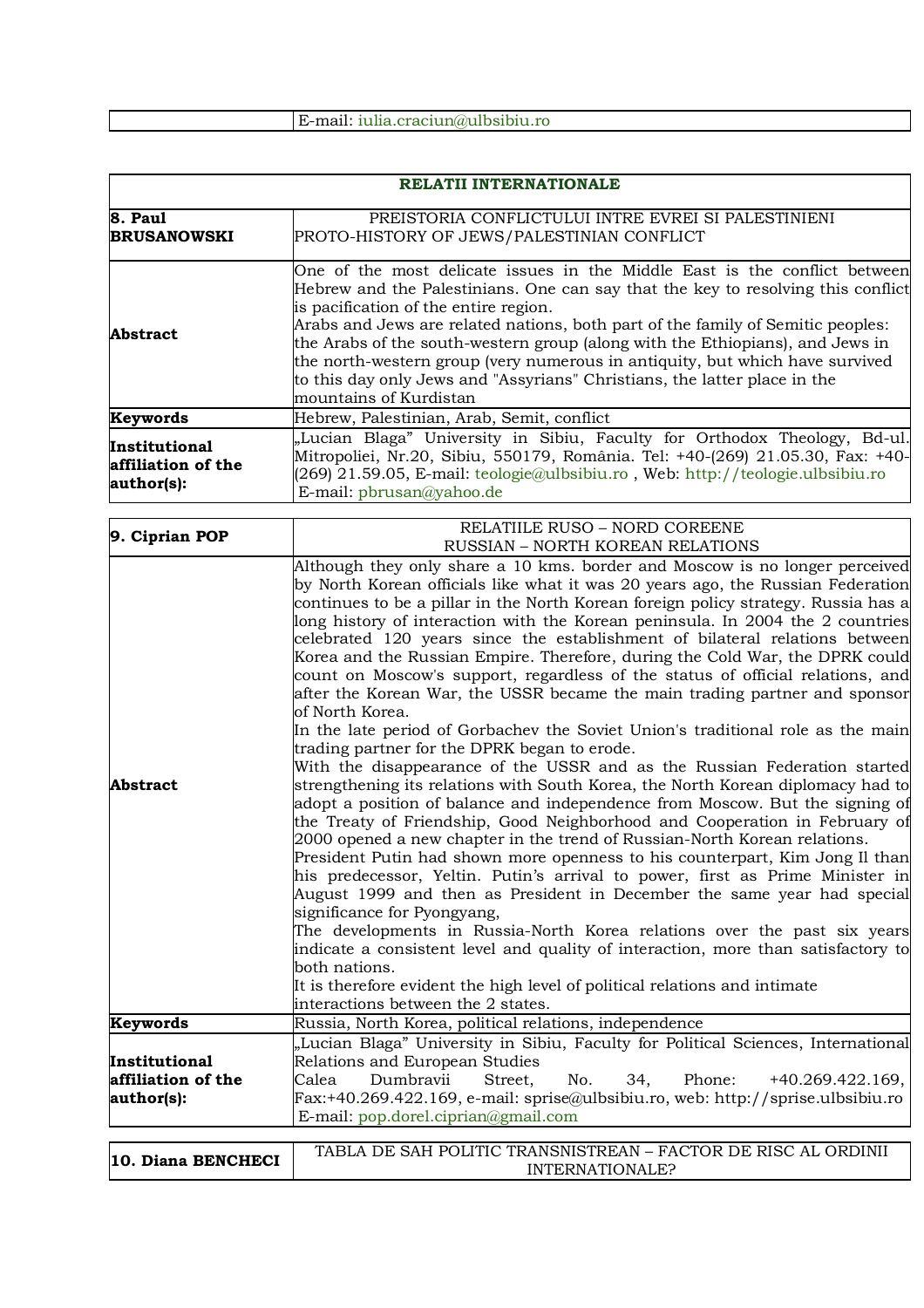|  | E-mail: iulia.craciun@ulbsibiu.ro |
|---|---|

| RELATII INTERNATIONALE | |
|---|---|
| **8. Paul BRUSANOWSKI** | PREISTORIA CONFLICTULUI INTRE EVREI SI PALESTINIENI<br>PROTO-HISTORY OF JEWS/PALESTINIAN CONFLICT |
| **Abstract** | One of the most delicate issues in the Middle East is the conflict between Hebrew and the Palestinians. One can say that the key to resolving this conflict is pacification of the entire region.<br>Arabs and Jews are related nations, both part of the family of Semitic peoples: the Arabs of the south-western group (along with the Ethiopians), and Jews in the north-western group (very numerous in antiquity, but which have survived to this day only Jews and "Assyrians" Christians, the latter place in the mountains of Kurdistan |
| **Keywords** | Hebrew, Palestinian, Arab, Semit, conflict |
| **Institutional affiliation of the author(s):** | „Lucian Blaga" University in Sibiu, Faculty for Orthodox Theology, Bd-ul. Mitropoliei, Nr.20, Sibiu, 550179, România. Tel: +40-(269) 21.05.30, Fax: +40-(269) 21.59.05, E-mail: teologie@ulbsibiu.ro , Web: http://teologie.ulbsibiu.ro<br>E-mail: pbrusan@yahoo.de |

| **9. Ciprian POP** | RELATIILE RUSO – NORD COREENE<br>RUSSIAN – NORTH KOREAN RELATIONS |
|---|---|
| **Abstract** | Although they only share a 10 kms. border and Moscow is no longer perceived by North Korean officials like what it was 20 years ago, the Russian Federation continues to be a pillar in the North Korean foreign policy strategy. Russia has a long history of interaction with the Korean peninsula. In 2004 the 2 countries celebrated 120 years since the establishment of bilateral relations between Korea and the Russian Empire. Therefore, during the Cold War, the DPRK could count on Moscow's support, regardless of the status of official relations, and after the Korean War, the USSR became the main trading partner and sponsor of North Korea.<br>In the late period of Gorbachev the Soviet Union's traditional role as the main trading partner for the DPRK began to erode.<br>With the disappearance of the USSR and as the Russian Federation started strengthening its relations with South Korea, the North Korean diplomacy had to adopt a position of balance and independence from Moscow. But the signing of the Treaty of Friendship, Good Neighborhood and Cooperation in February of 2000 opened a new chapter in the trend of Russian-North Korean relations.<br>President Putin had shown more openness to his counterpart, Kim Jong Il than his predecessor, Yeltin. Putin's arrival to power, first as Prime Minister in August 1999 and then as President in December the same year had special significance for Pyongyang,<br>The developments in Russia-North Korea relations over the past six years indicate a consistent level and quality of interaction, more than satisfactory to both nations.<br>It is therefore evident the high level of political relations and intimate interactions between the 2 states. |
| **Keywords** | Russia, North Korea, political relations, independence |
| **Institutional affiliation of the author(s):** | „Lucian Blaga" University in Sibiu, Faculty for Political Sciences, International Relations and European Studies<br>Calea Dumbravii Street, No. 34, Phone: +40.269.422.169, Fax:+40.269.422.169, e-mail: sprise@ulbsibiu.ro, web: http://sprise.ulbsibiu.ro<br>E-mail: pop.dorel.ciprian@gmail.com |

| **10. Diana BENCHECI** | TABLA DE SAH POLITIC TRANSNISTREAN – FACTOR DE RISC AL ORDINII INTERNATIONALE? |
|---|---|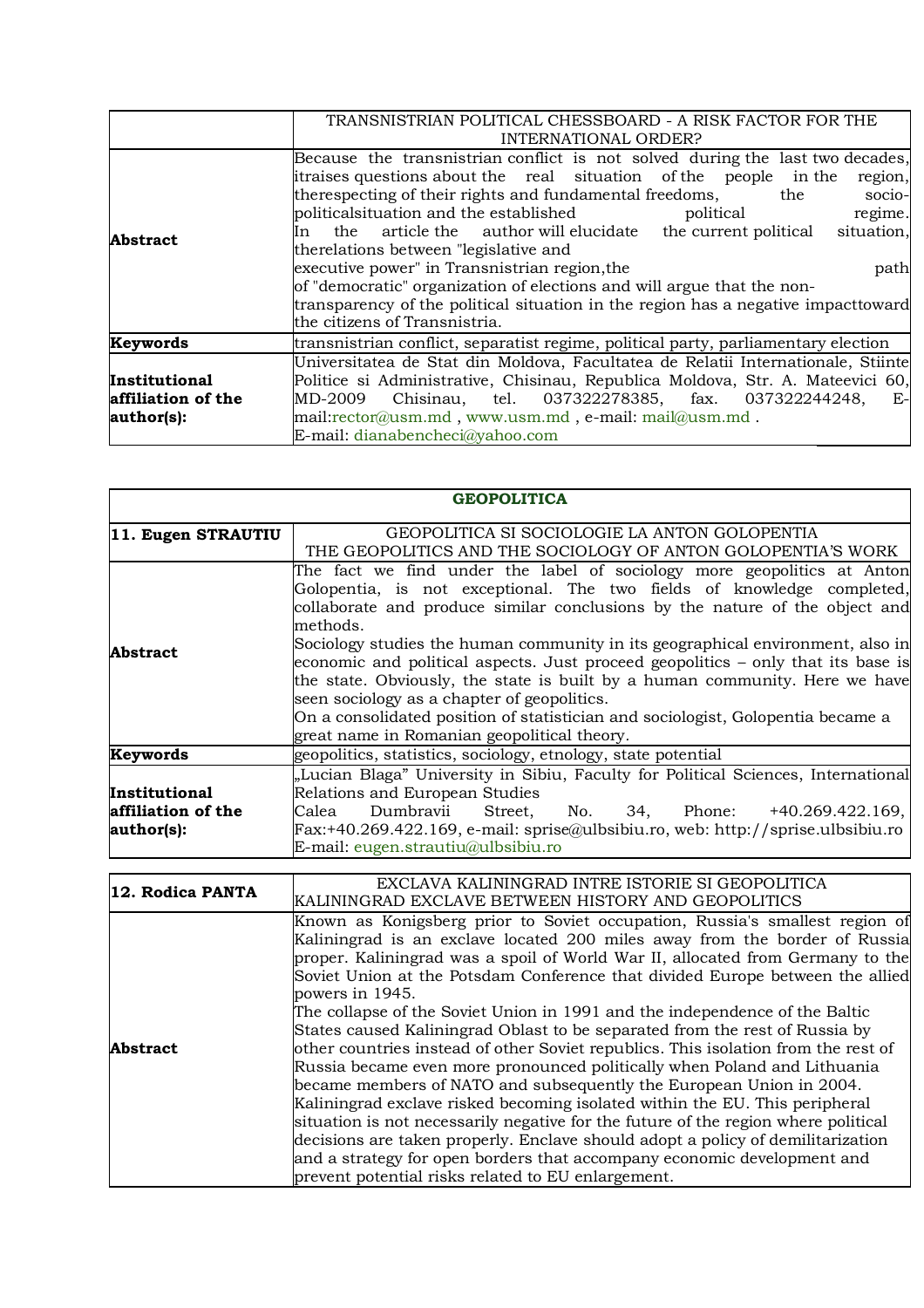| | TRANSNISTRIAN POLITICAL CHESSBOARD - A RISK FACTOR FOR THE INTERNATIONAL ORDER? |
|---|---|
| **Abstract** | Because the transnistrian conflict is not solved during the last two decades, itraises questions about the real situation of the people in the region, therespecting of their rights and fundamental freedoms, the socio-politicalsituation and the established political regime. In the article the author will elucidate the current political situation, therelations between "legislative and executive power" in Transnistrian region,the path of "democratic" organization of elections and will argue that the non-transparency of the political situation in the region has a negative impacttoward the citizens of Transnistria. |
| **Keywords** | transnistrian conflict, separatist regime, political party, parliamentary election |
| **Institutional affiliation of the author(s):** | Universitatea de Stat din Moldova, Facultatea de Relatii Internationale, Stiinte Politice si Administrative, Chisinau, Republica Moldova, Str. A. Mateevici 60, MD-2009 Chisinau, tel. 037322278385, fax. 037322244248, E-mail:rector@usm.md , www.usm.md , e-mail: mail@usm.md .<br>E-mail: dianabencheci@yahoo.com |

| **GEOPOLITICA** | |
|---|---|
| **11. Eugen STRAUTIU** | GEOPOLITICA SI SOCIOLOGIE LA ANTON GOLOPENTIA<br>THE GEOPOLITICS AND THE SOCIOLOGY OF ANTON GOLOPENTIA'S WORK |
| **Abstract** | The fact we find under the label of sociology more geopolitics at Anton Golopentia, is not exceptional. The two fields of knowledge completed, collaborate and produce similar conclusions by the nature of the object and methods.<br>Sociology studies the human community in its geographical environment, also in economic and political aspects. Just proceed geopolitics – only that its base is the state. Obviously, the state is built by a human community. Here we have seen sociology as a chapter of geopolitics.<br>On a consolidated position of statistician and sociologist, Golopentia became a great name in Romanian geopolitical theory. |
| **Keywords** | geopolitics, statistics, sociology, etnology, state potential |
| **Institutional affiliation of the author(s):** | „Lucian Blaga" University in Sibiu, Faculty for Political Sciences, International Relations and European Studies<br>Calea Dumbravii Street, No. 34, Phone: +40.269.422.169, Fax:+40.269.422.169, e-mail: sprise@ulbsibiu.ro, web: http://sprise.ulbsibiu.ro<br>E-mail: eugen.strautiu@ulbsibiu.ro |

| **12. Rodica PANTA** | EXCLAVA KALININGRAD INTRE ISTORIE SI GEOPOLITICA<br>KALININGRAD EXCLAVE BETWEEN HISTORY AND GEOPOLITICS |
|---|---|
| **Abstract** | Known as Konigsberg prior to Soviet occupation, Russia's smallest region of Kaliningrad is an exclave located 200 miles away from the border of Russia proper. Kaliningrad was a spoil of World War II, allocated from Germany to the Soviet Union at the Potsdam Conference that divided Europe between the allied powers in 1945.<br>The collapse of the Soviet Union in 1991 and the independence of the Baltic States caused Kaliningrad Oblast to be separated from the rest of Russia by other countries instead of other Soviet republics. This isolation from the rest of Russia became even more pronounced politically when Poland and Lithuania became members of NATO and subsequently the European Union in 2004. Kaliningrad exclave risked becoming isolated within the EU. This peripheral situation is not necessarily negative for the future of the region where political decisions are taken properly. Enclave should adopt a policy of demilitarization and a strategy for open borders that accompany economic development and prevent potential risks related to EU enlargement. |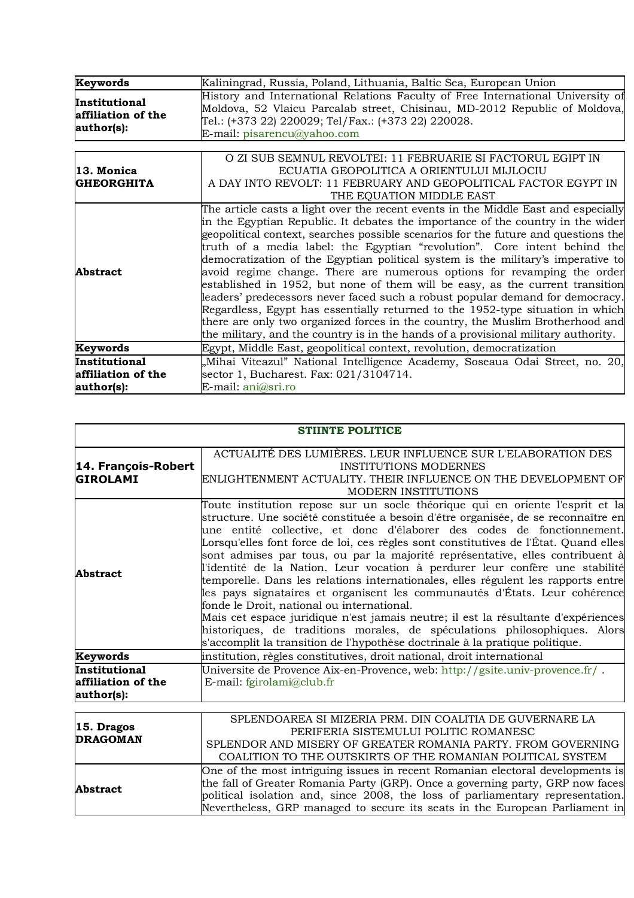| Keywords | Kaliningrad, Russia, Poland, Lithuania, Baltic Sea, European Union |
| --- | --- |
| **Institutional affiliation of the author(s):** | History and International Relations Faculty of Free International University of Moldova, 52 Vlaicu Parcalab street, Chisinau, MD-2012 Republic of Moldova, Tel.: (+373 22) 220029; Tel/Fax.: (+373 22) 220028.<br>E-mail: pisarencu@yahoo.com |

| **13. Monica GHEORGHITA** | O ZI SUB SEMNUL REVOLTEI: 11 FEBRUARIE SI FACTORUL EGIPT IN ECUATIA GEOPOLITICA A ORIENTULUI MIJLOCIU<br>A DAY INTO REVOLT: 11 FEBRUARY AND GEOPOLITICAL FACTOR EGYPT IN THE EQUATION MIDDLE EAST |
| --- | --- |
| **Abstract** | The article casts a light over the recent events in the Middle East and especially in the Egyptian Republic. It debates the importance of the country in the wider geopolitical context, searches possible scenarios for the future and questions the truth of a media label: the Egyptian "revolution". Core intent behind the democratization of the Egyptian political system is the military's imperative to avoid regime change. There are numerous options for revamping the order established in 1952, but none of them will be easy, as the current transition leaders' predecessors never faced such a robust popular demand for democracy. Regardless, Egypt has essentially returned to the 1952-type situation in which there are only two organized forces in the country, the Muslim Brotherhood and the military, and the country is in the hands of a provisional military authority. |
| **Keywords** | Egypt, Middle East, geopolitical context, revolution, democratization |
| **Institutional affiliation of the author(s):** | „Mihai Viteazul" National Intelligence Academy, Soseaua Odai Street, no. 20, sector 1, Bucharest. Fax: 021/3104714.<br>E-mail: ani@sri.ro |

## STIINTE POLITICE

| **14. François-Robert GIROLAMI** | ACTUALITÉ DES LUMIÈRES. LEUR INFLUENCE SUR L'ELABORATION DES INSTITUTIONS MODERNES<br>ENLIGHTENMENT ACTUALITY. THEIR INFLUENCE ON THE DEVELOPMENT OF MODERN INSTITUTIONS |
| --- | --- |
| **Abstract** | Toute institution repose sur un socle théorique qui en oriente l'esprit et la structure. Une société constituée a besoin d'être organisée, de se reconnaître en une entité collective, et donc d'élaborer des codes de fonctionnement. Lorsqu'elles font force de loi, ces règles sont constitutives de l'État. Quand elles sont admises par tous, ou par la majorité représentative, elles contribuent à l'identité de la Nation. Leur vocation à perdurer leur confère une stabilité temporelle. Dans les relations internationales, elles régulent les rapports entre les pays signataires et organisent les communautés d'États. Leur cohérence fonde le Droit, national ou international.<br>Mais cet espace juridique n'est jamais neutre; il est la résultante d'expériences historiques, de traditions morales, de spéculations philosophiques. Alors s'accomplit la transition de l'hypothèse doctrinale à la pratique politique. |
| **Keywords** | institution, règles constitutives, droit national, droit international |
| **Institutional affiliation of the author(s):** | Universite de Provence Aix-en-Provence, web: http://gsite.univ-provence.fr/ .<br>E-mail: fgirolami@club.fr |

| **15. Dragos DRAGOMAN** | SPLENDOAREA SI MIZERIA PRM. DIN COALITIA DE GUVERNARE LA PERIFERIA SISTEMULUI POLITIC ROMANESC<br>SPLENDOR AND MISERY OF GREATER ROMANIA PARTY. FROM GOVERNING COALITION TO THE OUTSKIRTS OF THE ROMANIAN POLITICAL SYSTEM |
| --- | --- |
| **Abstract** | One of the most intriguing issues in recent Romanian electoral developments is the fall of Greater Romania Party (GRP). Once a governing party, GRP now faces political isolation and, since 2008, the loss of parliamentary representation. Nevertheless, GRP managed to secure its seats in the European Parliament in |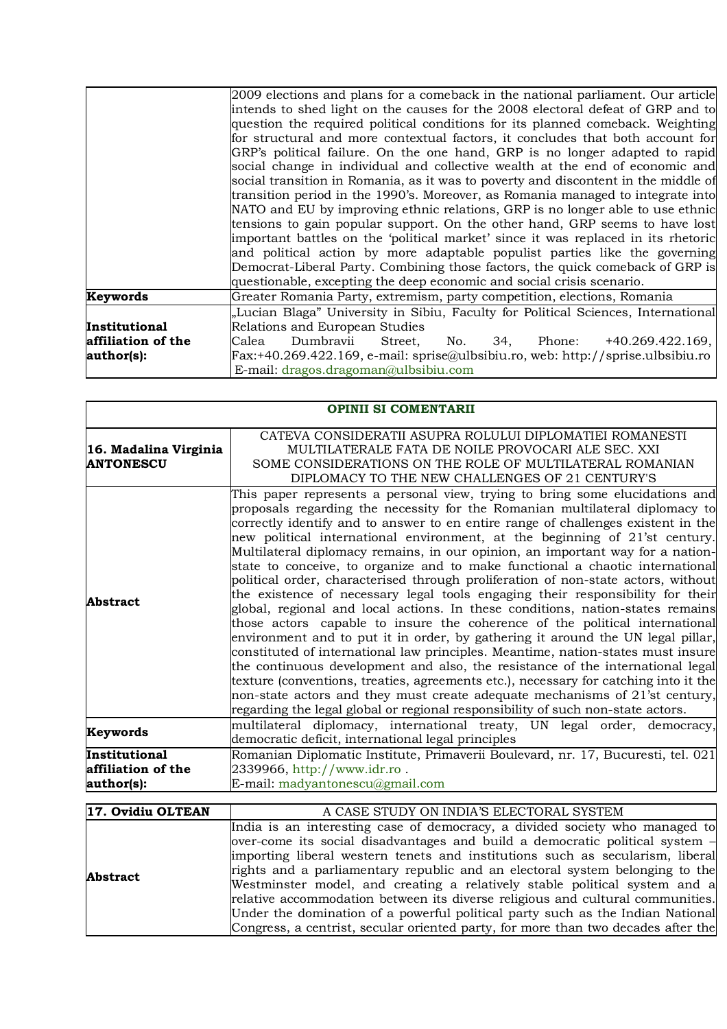| | |
|---|---|
| | 2009 elections and plans for a comeback in the national parliament. Our article intends to shed light on the causes for the 2008 electoral defeat of GRP and to question the required political conditions for its planned comeback. Weighting for structural and more contextual factors, it concludes that both account for GRP's political failure. On the one hand, GRP is no longer adapted to rapid social change in individual and collective wealth at the end of economic and social transition in Romania, as it was to poverty and discontent in the middle of transition period in the 1990's. Moreover, as Romania managed to integrate into NATO and EU by improving ethnic relations, GRP is no longer able to use ethnic tensions to gain popular support. On the other hand, GRP seems to have lost important battles on the 'political market' since it was replaced in its rhetoric and political action by more adaptable populist parties like the governing Democrat-Liberal Party. Combining those factors, the quick comeback of GRP is questionable, excepting the deep economic and social crisis scenario. |
| **Keywords** | Greater Romania Party, extremism, party competition, elections, Romania |
| **Institutional affiliation of the author(s):** | „Lucian Blaga" University in Sibiu, Faculty for Political Sciences, International Relations and European Studies<br>Calea Dumbravii Street, No. 34, Phone: +40.269.422.169, Fax:+40.269.422.169, e-mail: sprise@ulbsibiu.ro, web: http://sprise.ulbsibiu.ro<br>E-mail: dragos.dragoman@ulbsibiu.com |

| **OPINII SI COMENTARII** | |
|---|---|
| **16. Madalina Virginia ANTONESCU** | CATEVA CONSIDERATII ASUPRA ROLULUI DIPLOMATIEI ROMANESTI MULTILATERALE FATA DE NOILE PROVOCARI ALE SEC. XXI<br>SOME CONSIDERATIONS ON THE ROLE OF MULTILATERAL ROMANIAN DIPLOMACY TO THE NEW CHALLENGES OF 21 CENTURY'S |
| **Abstract** | This paper represents a personal view, trying to bring some elucidations and proposals regarding the necessity for the Romanian multilateral diplomacy to correctly identify and to answer to en entire range of challenges existent in the new political international environment, at the beginning of 21'st century. Multilateral diplomacy remains, in our opinion, an important way for a nation-state to conceive, to organize and to make functional a chaotic international political order, characterised through proliferation of non-state actors, without the existence of necessary legal tools engaging their responsibility for their global, regional and local actions. In these conditions, nation-states remains those actors capable to insure the coherence of the political international environment and to put it in order, by gathering it around the UN legal pillar, constituted of international law principles. Meantime, nation-states must insure the continuous development and also, the resistance of the international legal texture (conventions, treaties, agreements etc.), necessary for catching into it the non-state actors and they must create adequate mechanisms of 21'st century, regarding the legal global or regional responsibility of such non-state actors. |
| **Keywords** | multilateral diplomacy, international treaty, UN legal order, democracy, democratic deficit, international legal principles |
| **Institutional affiliation of the author(s):** | Romanian Diplomatic Institute, Primaverii Boulevard, nr. 17, Bucuresti, tel. 021 2339966, http://www.idr.ro .<br>E-mail: madyantonescu@gmail.com |

| **17. Ovidiu OLTEAN** | A CASE STUDY ON INDIA'S ELECTORAL SYSTEM |
|---|---|
| **Abstract** | India is an interesting case of democracy, a divided society who managed to over-come its social disadvantages and build a democratic political system – importing liberal western tenets and institutions such as secularism, liberal rights and a parliamentary republic and an electoral system belonging to the Westminster model, and creating a relatively stable political system and a relative accommodation between its diverse religious and cultural communities. Under the domination of a powerful political party such as the Indian National Congress, a centrist, secular oriented party, for more than two decades after the |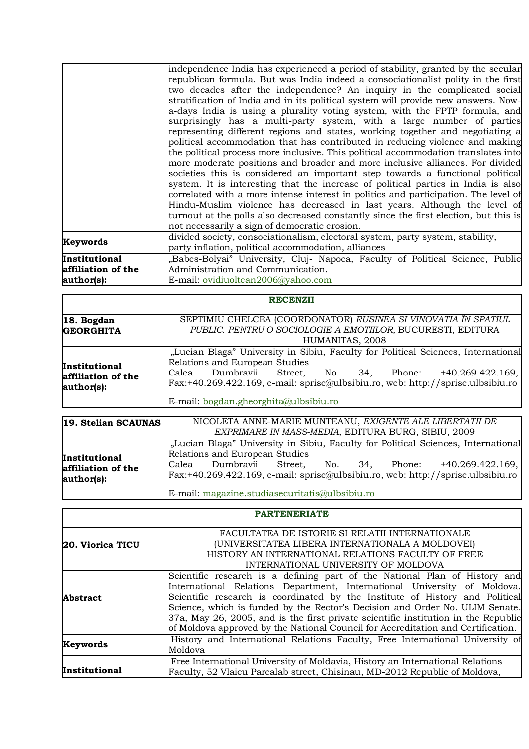| | |
|---|---|
| | independence India has experienced a period of stability, granted by the secular republican formula. But was India indeed a consociationalist polity in the first two decades after the independence? An inquiry in the complicated social stratification of India and in its political system will provide new answers. Now-a-days India is using a plurality voting system, with the FPTP formula, and surprisingly has a multi-party system, with a large number of parties representing different regions and states, working together and negotiating a political accommodation that has contributed in reducing violence and making the political process more inclusive. This political accommodation translates into more moderate positions and broader and more inclusive alliances. For divided societies this is considered an important step towards a functional political system. It is interesting that the increase of political parties in India is also correlated with a more intense interest in politics and participation. The level of Hindu-Muslim violence has decreased in last years. Although the level of turnout at the polls also decreased constantly since the first election, but this is not necessarily a sign of democratic erosion. |
| **Keywords** | divided society, consociationalism, electoral system, party system, stability, party inflation, political accommodation, alliances |
| **Institutional affiliation of the author(s):** | „Babes-Bolyai" University, Cluj- Napoca, Faculty of Political Science, Public Administration and Communication. <br> E-mail: ovidiuoltean2006@yahoo.com |

**RECENZII**

| | |
|---|---|
| **18. Bogdan GEORGHITA** | SEPTIMIU CHELCEA (COORDONATOR) *RUSINEA SI VINOVATIA ÎN SPATIUL PUBLIC. PENTRU O SOCIOLOGIE A EMOTIILOR,* BUCURESTI, EDITURA HUMANITAS, 2008 |
| **Institutional affiliation of the author(s):** | „Lucian Blaga" University in Sibiu, Faculty for Political Sciences, International Relations and European Studies <br> Calea Dumbravii Street, No. 34, Phone: +40.269.422.169, Fax:+40.269.422.169, e-mail: sprise@ulbsibiu.ro, web: http://sprise.ulbsibiu.ro <br> E-mail: bogdan.gheorghita@ulbsibiu.ro |

| | |
|---|---|
| **19. Stelian SCAUNAS** | NICOLETA ANNE-MARIE MUNTEANU, *EXIGENTE ALE LIBERTATII DE EXPRIMARE IN MASS-MEDIA*, EDITURA BURG, SIBIU, 2009 |
| **Institutional affiliation of the author(s):** | „Lucian Blaga" University in Sibiu, Faculty for Political Sciences, International Relations and European Studies <br> Calea Dumbravii Street, No. 34, Phone: +40.269.422.169, Fax:+40.269.422.169, e-mail: sprise@ulbsibiu.ro, web: http://sprise.ulbsibiu.ro <br> E-mail: magazine.studiasecuritatis@ulbsibiu.ro |

**PARTENERIATE**

| | |
|---|---|
| **20. Viorica TICU** | FACULTATEA DE ISTORIE SI RELATII INTERNATIONALE (UNIVERSITATEA LIBERA INTERNATIONALA A MOLDOVEI) HISTORY AN INTERNATIONAL RELATIONS FACULTY OF FREE INTERNATIONAL UNIVERSITY OF MOLDOVA |
| **Abstract** | Scientific research is a defining part of the National Plan of History and International Relations Department, International University of Moldova. Scientific research is coordinated by the Institute of History and Political Science, which is funded by the Rector's Decision and Order No. ULIM Senate. 37a, May 26, 2005, and is the first private scientific institution in the Republic of Moldova approved by the National Council for Accreditation and Certification. |
| **Keywords** | History and International Relations Faculty, Free International University of Moldova |
| **Institutional** | Free International University of Moldavia, History an International Relations Faculty, 52 Vlaicu Parcalab street, Chisinau, MD-2012 Republic of Moldova, |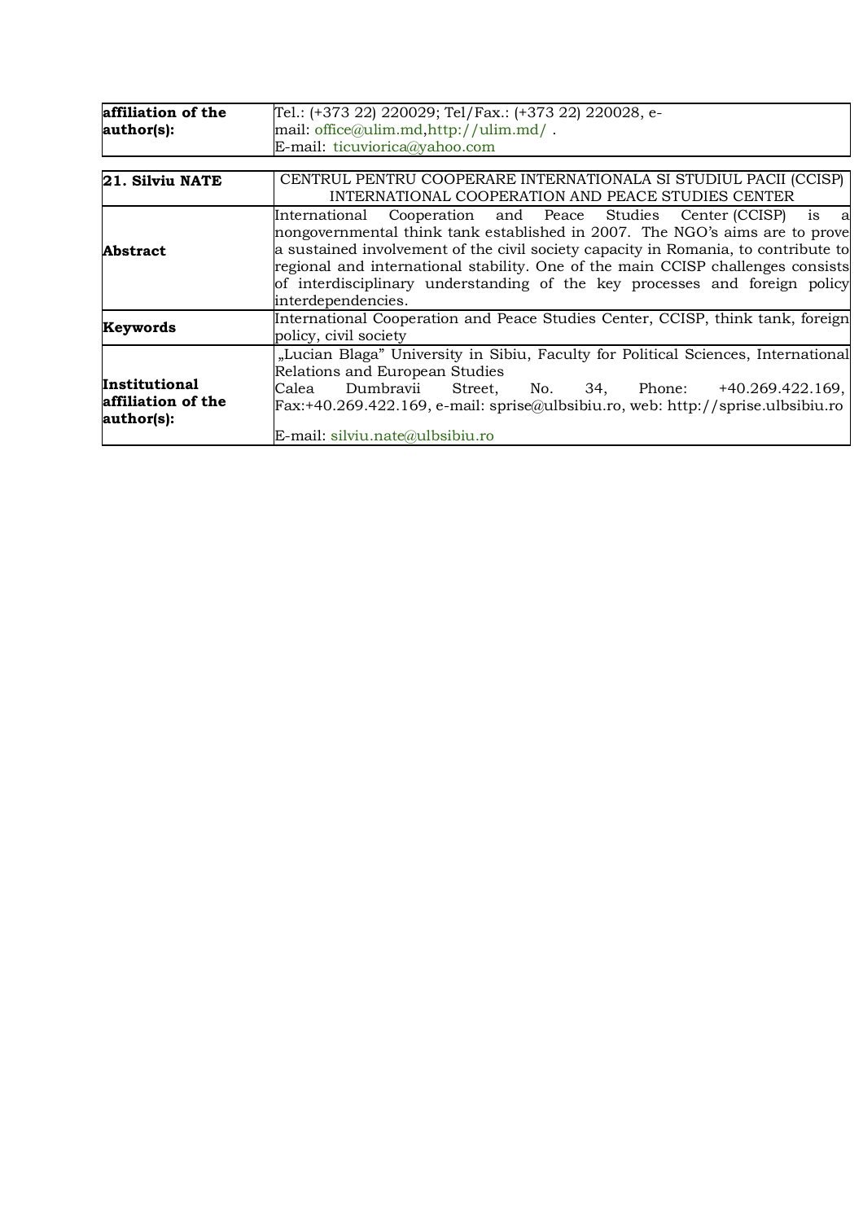| | |
|---|---|
| **affiliation of the author(s):** | Tel.: (+373 22) 220029; Tel/Fax.: (+373 22) 220028, e-mail: office@ulim.md,http://ulim.md/ .<br>E-mail: ticuviorica@yahoo.com |

| | |
|---|---|
| **21. Silviu NATE** | CENTRUL PENTRU COOPERARE INTERNATIONALA SI STUDIUL PACII (CCISP)<br>INTERNATIONAL COOPERATION AND PEACE STUDIES CENTER |
| **Abstract** | International Cooperation and Peace Studies Center (CCISP) is a nongovernmental think tank established in 2007. The NGO's aims are to prove a sustained involvement of the civil society capacity in Romania, to contribute to regional and international stability. One of the main CCISP challenges consists of interdisciplinary understanding of the key processes and foreign policy interdependencies. |
| **Keywords** | International Cooperation and Peace Studies Center, CCISP, think tank, foreign policy, civil society |
| **Institutional affiliation of the author(s):** | „Lucian Blaga" University in Sibiu, Faculty for Political Sciences, International Relations and European Studies<br>Calea Dumbravii Street, No. 34, Phone: +40.269.422.169, Fax:+40.269.422.169, e-mail: sprise@ulbsibiu.ro, web: http://sprise.ulbsibiu.ro<br><br>E-mail: silviu.nate@ulbsibiu.ro |